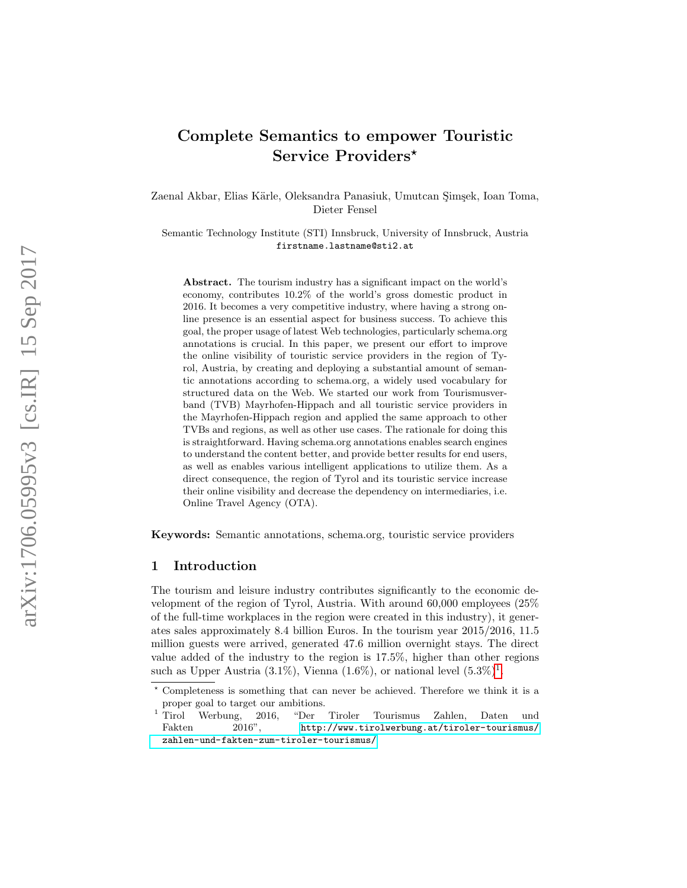# Complete Semantics to empower Touristic Service Providers*

Zaenal Akbar, Elias Kärle, Oleksandra Panasiuk, Umutcan Şimşek, Ioan Toma, Dieter Fensel

Semantic Technology Institute (STI) Innsbruck, University of Innsbruck, Austria
firstname.lastname@sti2.at

**Abstract.** The tourism industry has a significant impact on the world's economy, contributes 10.2% of the world's gross domestic product in 2016. It becomes a very competitive industry, where having a strong online presence is an essential aspect for business success. To achieve this goal, the proper usage of latest Web technologies, particularly schema.org annotations is crucial. In this paper, we present our effort to improve the online visibility of touristic service providers in the region of Tyrol, Austria, by creating and deploying a substantial amount of semantic annotations according to schema.org, a widely used vocabulary for structured data on the Web. We started our work from Tourismusverband (TVB) Mayrhofen-Hippach and all touristic service providers in the Mayrhofen-Hippach region and applied the same approach to other TVBs and regions, as well as other use cases. The rationale for doing this is straightforward. Having schema.org annotations enables search engines to understand the content better, and provide better results for end users, as well as enables various intelligent applications to utilize them. As a direct consequence, the region of Tyrol and its touristic service increase their online visibility and decrease the dependency on intermediaries, i.e. Online Travel Agency (OTA).

**Keywords:** Semantic annotations, schema.org, touristic service providers

## 1 Introduction

The tourism and leisure industry contributes significantly to the economic development of the region of Tyrol, Austria. With around 60,000 employees (25% of the full-time workplaces in the region were created in this industry), it generates sales approximately 8.4 billion Euros. In the tourism year 2015/2016, 11.5 million guests were arrived, generated 47.6 million overnight stays. The direct value added of the industry to the region is 17.5%, higher than other regions such as Upper Austria (3.1%), Vienna (1.6%), or national level (5.3%)[1].

* Completeness is something that can never be achieved. Therefore we think it is a proper goal to target our ambitions.

[1] Tirol Werbung, 2016, "Der Tiroler Tourismus Zahlen, Daten und Fakten 2016", http://www.tirolwerbung.at/tiroler-tourismus/zahlen-und-fakten-zum-tiroler-tourismus/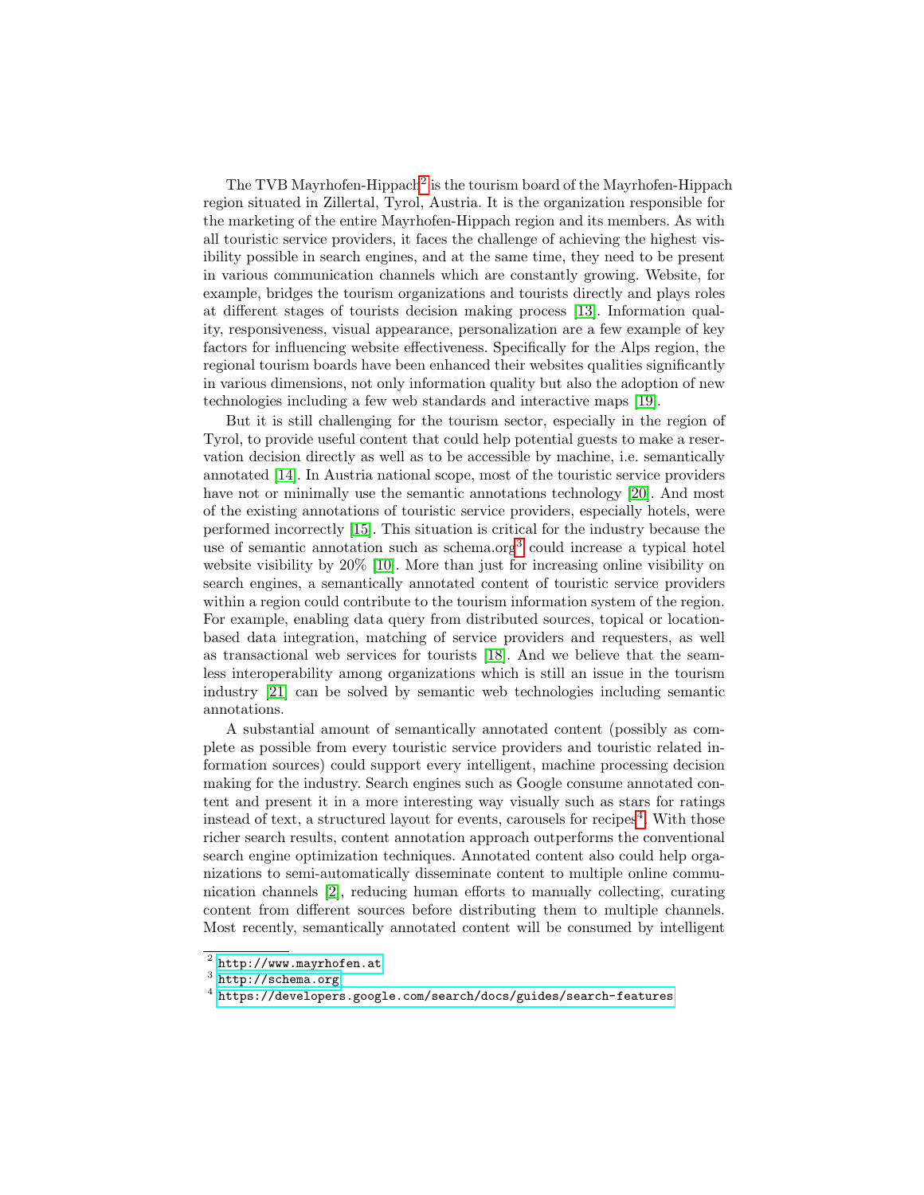The TVB Mayrhofen-Hippach[2] is the tourism board of the Mayrhofen-Hippach region situated in Zillertal, Tyrol, Austria. It is the organization responsible for the marketing of the entire Mayrhofen-Hippach region and its members. As with all touristic service providers, it faces the challenge of achieving the highest visibility possible in search engines, and at the same time, they need to be present in various communication channels which are constantly growing. Website, for example, bridges the tourism organizations and tourists directly and plays roles at different stages of tourists decision making process [13]. Information quality, responsiveness, visual appearance, personalization are a few example of key factors for influencing website effectiveness. Specifically for the Alps region, the regional tourism boards have been enhanced their websites qualities significantly in various dimensions, not only information quality but also the adoption of new technologies including a few web standards and interactive maps [19].

But it is still challenging for the tourism sector, especially in the region of Tyrol, to provide useful content that could help potential guests to make a reservation decision directly as well as to be accessible by machine, i.e. semantically annotated [14]. In Austria national scope, most of the touristic service providers have not or minimally use the semantic annotations technology [20]. And most of the existing annotations of touristic service providers, especially hotels, were performed incorrectly [15]. This situation is critical for the industry because the use of semantic annotation such as schema.org[3] could increase a typical hotel website visibility by 20% [10]. More than just for increasing online visibility on search engines, a semantically annotated content of touristic service providers within a region could contribute to the tourism information system of the region. For example, enabling data query from distributed sources, topical or location-based data integration, matching of service providers and requesters, as well as transactional web services for tourists [18]. And we believe that the seamless interoperability among organizations which is still an issue in the tourism industry [21] can be solved by semantic web technologies including semantic annotations.

A substantial amount of semantically annotated content (possibly as complete as possible from every touristic service providers and touristic related information sources) could support every intelligent, machine processing decision making for the industry. Search engines such as Google consume annotated content and present it in a more interesting way visually such as stars for ratings instead of text, a structured layout for events, carousels for recipes[4]. With those richer search results, content annotation approach outperforms the conventional search engine optimization techniques. Annotated content also could help organizations to semi-automatically disseminate content to multiple online communication channels [2], reducing human efforts to manually collecting, curating content from different sources before distributing them to multiple channels. Most recently, semantically annotated content will be consumed by intelligent

[2] http://www.mayrhofen.at
[3] http://schema.org
[4] https://developers.google.com/search/docs/guides/search-features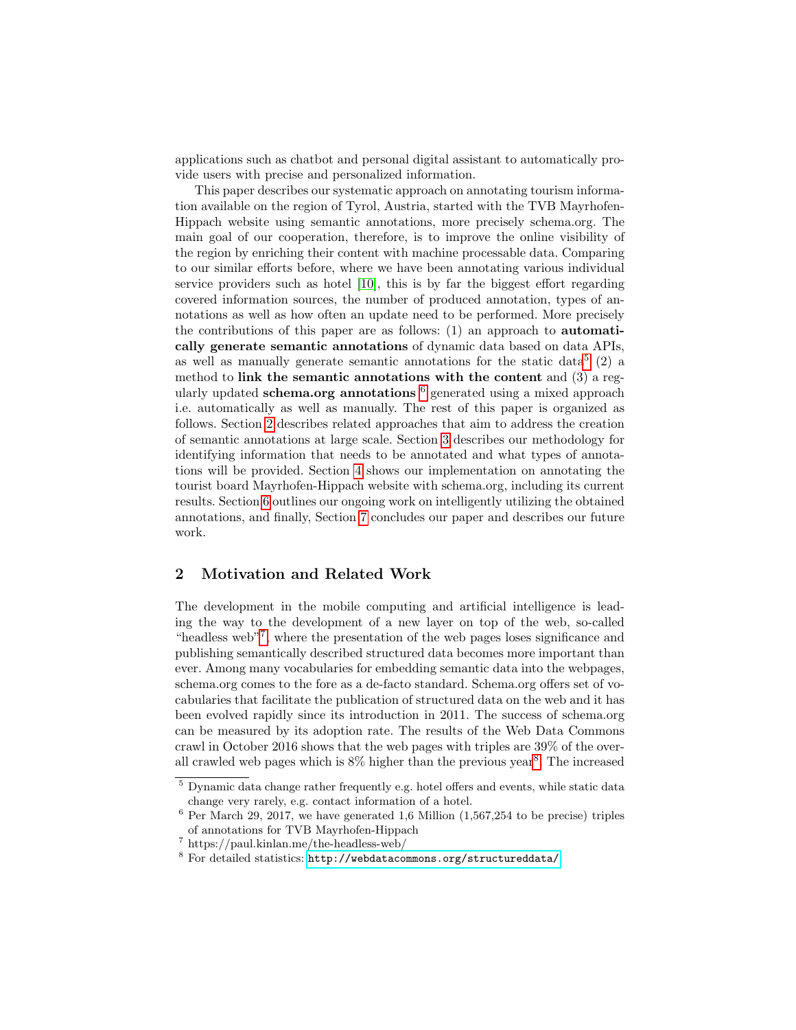applications such as chatbot and personal digital assistant to automatically provide users with precise and personalized information.

This paper describes our systematic approach on annotating tourism information available on the region of Tyrol, Austria, started with the TVB Mayrhofen-Hippach website using semantic annotations, more precisely schema.org. The main goal of our cooperation, therefore, is to improve the online visibility of the region by enriching their content with machine processable data. Comparing to our similar efforts before, where we have been annotating various individual service providers such as hotel [10], this is by far the biggest effort regarding covered information sources, the number of produced annotation, types of annotations as well as how often an update need to be performed. More precisely the contributions of this paper are as follows: (1) an approach to **automatically generate semantic annotations** of dynamic data based on data APIs, as well as manually generate semantic annotations for the static data[5] (2) a method to **link the semantic annotations with the content** and (3) a regularly updated **schema.org annotations** [6] generated using a mixed approach i.e. automatically as well as manually. The rest of this paper is organized as follows. Section 2 describes related approaches that aim to address the creation of semantic annotations at large scale. Section 3 describes our methodology for identifying information that needs to be annotated and what types of annotations will be provided. Section 4 shows our implementation on annotating the tourist board Mayrhofen-Hippach website with schema.org, including its current results. Section 6 outlines our ongoing work on intelligently utilizing the obtained annotations, and finally, Section 7 concludes our paper and describes our future work.

## 2 Motivation and Related Work

The development in the mobile computing and artificial intelligence is leading the way to the development of a new layer on top of the web, so-called "headless web"[7], where the presentation of the web pages loses significance and publishing semantically described structured data becomes more important than ever. Among many vocabularies for embedding semantic data into the webpages, schema.org comes to the fore as a de-facto standard. Schema.org offers set of vocabularies that facilitate the publication of structured data on the web and it has been evolved rapidly since its introduction in 2011. The success of schema.org can be measured by its adoption rate. The results of the Web Data Commons crawl in October 2016 shows that the web pages with triples are 39% of the overall crawled web pages which is 8% higher than the previous year[8]. The increased

---

[5] Dynamic data change rather frequently e.g. hotel offers and events, while static data change very rarely, e.g. contact information of a hotel.

[6] Per March 29, 2017, we have generated 1,6 Million (1,567,254 to be precise) triples of annotations for TVB Mayrhofen-Hippach

[7] https://paul.kinlan.me/the-headless-web/

[8] For detailed statistics: http://webdatacommons.org/structureddata/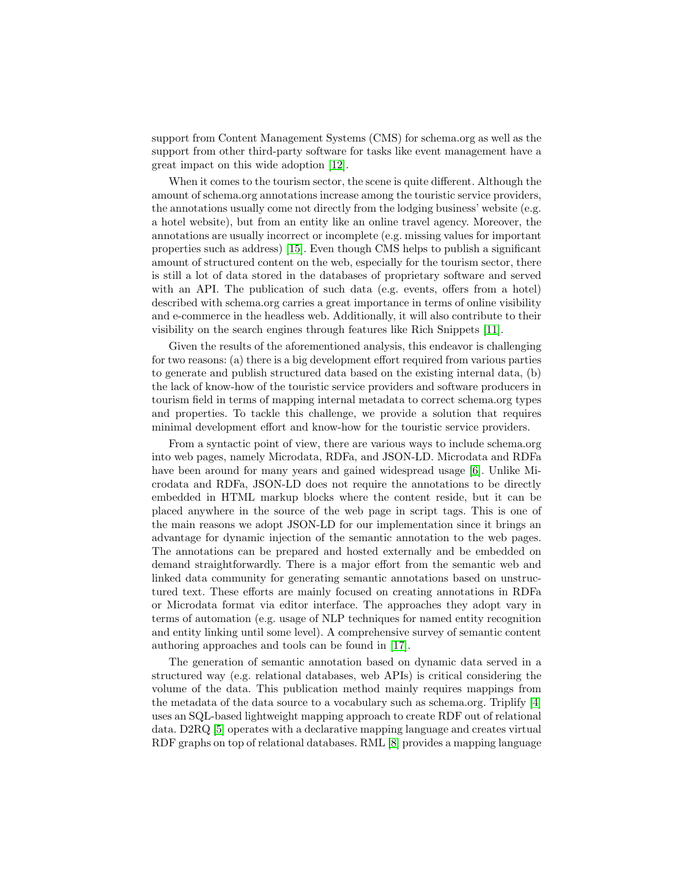support from Content Management Systems (CMS) for schema.org as well as the support from other third-party software for tasks like event management have a great impact on this wide adoption [12].

When it comes to the tourism sector, the scene is quite different. Although the amount of schema.org annotations increase among the touristic service providers, the annotations usually come not directly from the lodging business' website (e.g. a hotel website), but from an entity like an online travel agency. Moreover, the annotations are usually incorrect or incomplete (e.g. missing values for important properties such as address) [15]. Even though CMS helps to publish a significant amount of structured content on the web, especially for the tourism sector, there is still a lot of data stored in the databases of proprietary software and served with an API. The publication of such data (e.g. events, offers from a hotel) described with schema.org carries a great importance in terms of online visibility and e-commerce in the headless web. Additionally, it will also contribute to their visibility on the search engines through features like Rich Snippets [11].

Given the results of the aforementioned analysis, this endeavor is challenging for two reasons: (a) there is a big development effort required from various parties to generate and publish structured data based on the existing internal data, (b) the lack of know-how of the touristic service providers and software producers in tourism field in terms of mapping internal metadata to correct schema.org types and properties. To tackle this challenge, we provide a solution that requires minimal development effort and know-how for the touristic service providers.

From a syntactic point of view, there are various ways to include schema.org into web pages, namely Microdata, RDFa, and JSON-LD. Microdata and RDFa have been around for many years and gained widespread usage [6]. Unlike Microdata and RDFa, JSON-LD does not require the annotations to be directly embedded in HTML markup blocks where the content reside, but it can be placed anywhere in the source of the web page in script tags. This is one of the main reasons we adopt JSON-LD for our implementation since it brings an advantage for dynamic injection of the semantic annotation to the web pages. The annotations can be prepared and hosted externally and be embedded on demand straightforwardly. There is a major effort from the semantic web and linked data community for generating semantic annotations based on unstructured text. These efforts are mainly focused on creating annotations in RDFa or Microdata format via editor interface. The approaches they adopt vary in terms of automation (e.g. usage of NLP techniques for named entity recognition and entity linking until some level). A comprehensive survey of semantic content authoring approaches and tools can be found in [17].

The generation of semantic annotation based on dynamic data served in a structured way (e.g. relational databases, web APIs) is critical considering the volume of the data. This publication method mainly requires mappings from the metadata of the data source to a vocabulary such as schema.org. Triplify [4] uses an SQL-based lightweight mapping approach to create RDF out of relational data. D2RQ [5] operates with a declarative mapping language and creates virtual RDF graphs on top of relational databases. RML [8] provides a mapping language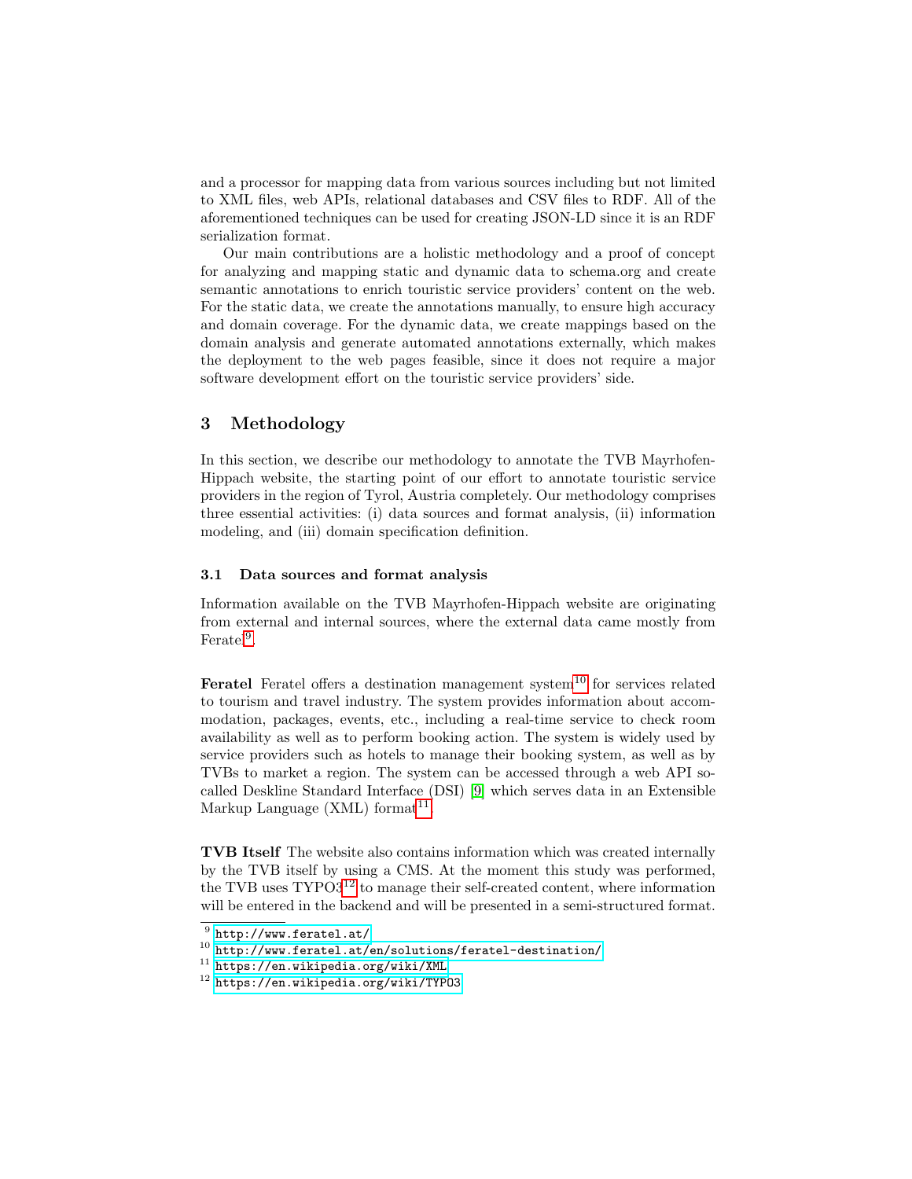and a processor for mapping data from various sources including but not limited to XML files, web APIs, relational databases and CSV files to RDF. All of the aforementioned techniques can be used for creating JSON-LD since it is an RDF serialization format.

Our main contributions are a holistic methodology and a proof of concept for analyzing and mapping static and dynamic data to schema.org and create semantic annotations to enrich touristic service providers' content on the web. For the static data, we create the annotations manually, to ensure high accuracy and domain coverage. For the dynamic data, we create mappings based on the domain analysis and generate automated annotations externally, which makes the deployment to the web pages feasible, since it does not require a major software development effort on the touristic service providers' side.

## 3 Methodology

In this section, we describe our methodology to annotate the TVB Mayrhofen-Hippach website, the starting point of our effort to annotate touristic service providers in the region of Tyrol, Austria completely. Our methodology comprises three essential activities: (i) data sources and format analysis, (ii) information modeling, and (iii) domain specification definition.

### 3.1 Data sources and format analysis

Information available on the TVB Mayrhofen-Hippach website are originating from external and internal sources, where the external data came mostly from Feratel[9].

**Feratel** Feratel offers a destination management system[10] for services related to tourism and travel industry. The system provides information about accommodation, packages, events, etc., including a real-time service to check room availability as well as to perform booking action. The system is widely used by service providers such as hotels to manage their booking system, as well as by TVBs to market a region. The system can be accessed through a web API so-called Deskline Standard Interface (DSI) [9] which serves data in an Extensible Markup Language (XML) format[11].

**TVB Itself** The website also contains information which was created internally by the TVB itself by using a CMS. At the moment this study was performed, the TVB uses TYPO3[12] to manage their self-created content, where information will be entered in the backend and will be presented in a semi-structured format.

[9] http://www.feratel.at/

[10] http://www.feratel.at/en/solutions/feratel-destination/

[11] https://en.wikipedia.org/wiki/XML

[12] https://en.wikipedia.org/wiki/TYPO3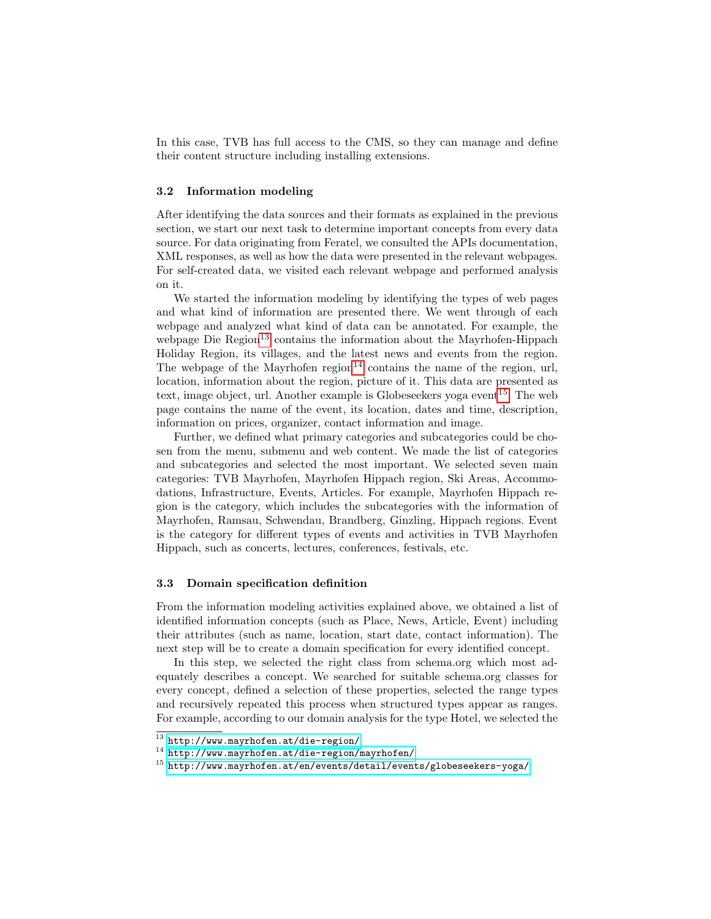In this case, TVB has full access to the CMS, so they can manage and define their content structure including installing extensions.

### 3.2 Information modeling

After identifying the data sources and their formats as explained in the previous section, we start our next task to determine important concepts from every data source. For data originating from Feratel, we consulted the APIs documentation, XML responses, as well as how the data were presented in the relevant webpages. For self-created data, we visited each relevant webpage and performed analysis on it.

We started the information modeling by identifying the types of web pages and what kind of information are presented there. We went through of each webpage and analyzed what kind of data can be annotated. For example, the webpage Die Region[13] contains the information about the Mayrhofen-Hippach Holiday Region, its villages, and the latest news and events from the region. The webpage of the Mayrhofen region[14] contains the name of the region, url, location, information about the region, picture of it. This data are presented as text, image object, url. Another example is Globeseekers yoga event[15]. The web page contains the name of the event, its location, dates and time, description, information on prices, organizer, contact information and image.

Further, we defined what primary categories and subcategories could be chosen from the menu, submenu and web content. We made the list of categories and subcategories and selected the most important. We selected seven main categories: TVB Mayrhofen, Mayrhofen Hippach region, Ski Areas, Accommodations, Infrastructure, Events, Articles. For example, Mayrhofen Hippach region is the category, which includes the subcategories with the information of Mayrhofen, Ramsau, Schwendau, Brandberg, Ginzling, Hippach regions. Event is the category for different types of events and activities in TVB Mayrhofen Hippach, such as concerts, lectures, conferences, festivals, etc.

### 3.3 Domain specification definition

From the information modeling activities explained above, we obtained a list of identified information concepts (such as Place, News, Article, Event) including their attributes (such as name, location, start date, contact information). The next step will be to create a domain specification for every identified concept.

In this step, we selected the right class from schema.org which most adequately describes a concept. We searched for suitable schema.org classes for every concept, defined a selection of these properties, selected the range types and recursively repeated this process when structured types appear as ranges. For example, according to our domain analysis for the type Hotel, we selected the

[13] http://www.mayrhofen.at/die-region/

[14] http://www.mayrhofen.at/die-region/mayrhofen/

[15] http://www.mayrhofen.at/en/events/detail/events/globeseekers-yoga/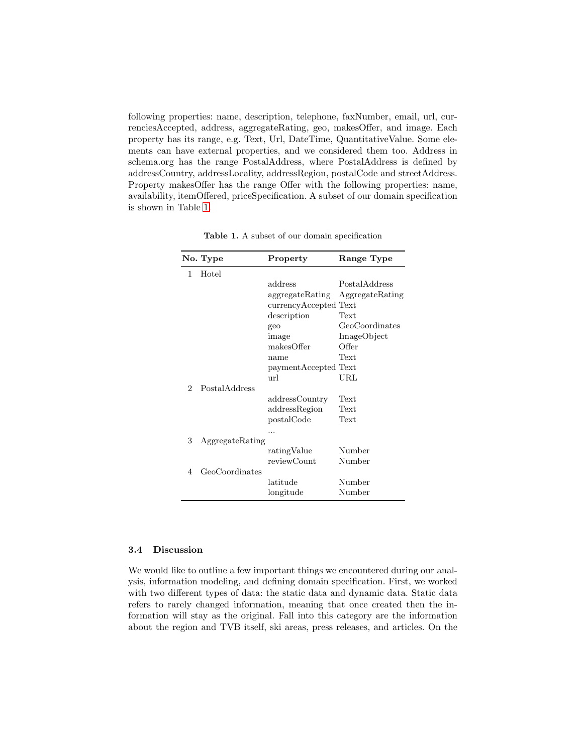following properties: name, description, telephone, faxNumber, email, url, currenciesAccepted, address, aggregateRating, geo, makesOffer, and image. Each property has its range, e.g. Text, Url, DateTime, QuantitativeValue. Some elements can have external properties, and we considered them too. Address in schema.org has the range PostalAddress, where PostalAddress is defined by addressCountry, addressLocality, addressRegion, postalCode and streetAddress. Property makesOffer has the range Offer with the following properties: name, availability, itemOffered, priceSpecification. A subset of our domain specification is shown in Table 1.

**Table 1.** A subset of our domain specification

| No. | Type | Property | Range Type |
|---|---|---|---|
| 1 | Hotel | | |
| | | address | PostalAddress |
| | | aggregateRating | AggregateRating |
| | | currencyAccepted | Text |
| | | description | Text |
| | | geo | GeoCoordinates |
| | | image | ImageObject |
| | | makesOffer | Offer |
| | | name | Text |
| | | paymentAccepted | Text |
| | | url | URL |
| 2 | PostalAddress | | |
| | | addressCountry | Text |
| | | addressRegion | Text |
| | | postalCode | Text |
| | | ... | |
| 3 | AggregateRating | | |
| | | ratingValue | Number |
| | | reviewCount | Number |
| 4 | GeoCoordinates | | |
| | | latitude | Number |
| | | longitude | Number |

### 3.4 Discussion

We would like to outline a few important things we encountered during our analysis, information modeling, and defining domain specification. First, we worked with two different types of data: the static data and dynamic data. Static data refers to rarely changed information, meaning that once created then the information will stay as the original. Fall into this category are the information about the region and TVB itself, ski areas, press releases, and articles. On the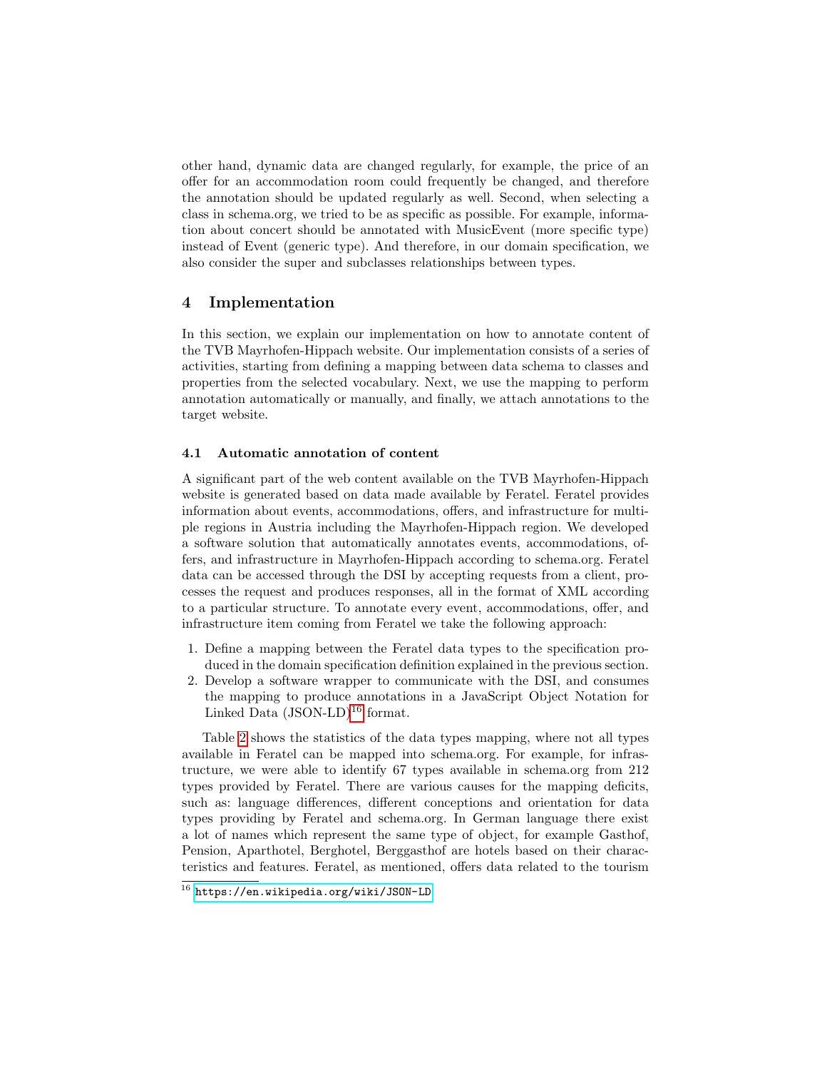other hand, dynamic data are changed regularly, for example, the price of an offer for an accommodation room could frequently be changed, and therefore the annotation should be updated regularly as well. Second, when selecting a class in schema.org, we tried to be as specific as possible. For example, information about concert should be annotated with MusicEvent (more specific type) instead of Event (generic type). And therefore, in our domain specification, we also consider the super and subclasses relationships between types.

## 4 Implementation

In this section, we explain our implementation on how to annotate content of the TVB Mayrhofen-Hippach website. Our implementation consists of a series of activities, starting from defining a mapping between data schema to classes and properties from the selected vocabulary. Next, we use the mapping to perform annotation automatically or manually, and finally, we attach annotations to the target website.

### 4.1 Automatic annotation of content

A significant part of the web content available on the TVB Mayrhofen-Hippach website is generated based on data made available by Feratel. Feratel provides information about events, accommodations, offers, and infrastructure for multiple regions in Austria including the Mayrhofen-Hippach region. We developed a software solution that automatically annotates events, accommodations, offers, and infrastructure in Mayrhofen-Hippach according to schema.org. Feratel data can be accessed through the DSI by accepting requests from a client, processes the request and produces responses, all in the format of XML according to a particular structure. To annotate every event, accommodations, offer, and infrastructure item coming from Feratel we take the following approach:

1. Define a mapping between the Feratel data types to the specification produced in the domain specification definition explained in the previous section.
2. Develop a software wrapper to communicate with the DSI, and consumes the mapping to produce annotations in a JavaScript Object Notation for Linked Data (JSON-LD)[16] format.

Table 2 shows the statistics of the data types mapping, where not all types available in Feratel can be mapped into schema.org. For example, for infrastructure, we were able to identify 67 types available in schema.org from 212 types provided by Feratel. There are various causes for the mapping deficits, such as: language differences, different conceptions and orientation for data types providing by Feratel and schema.org. In German language there exist a lot of names which represent the same type of object, for example Gasthof, Pension, Aparthotel, Berghotel, Berggasthof are hotels based on their characteristics and features. Feratel, as mentioned, offers data related to the tourism

[16] https://en.wikipedia.org/wiki/JSON-LD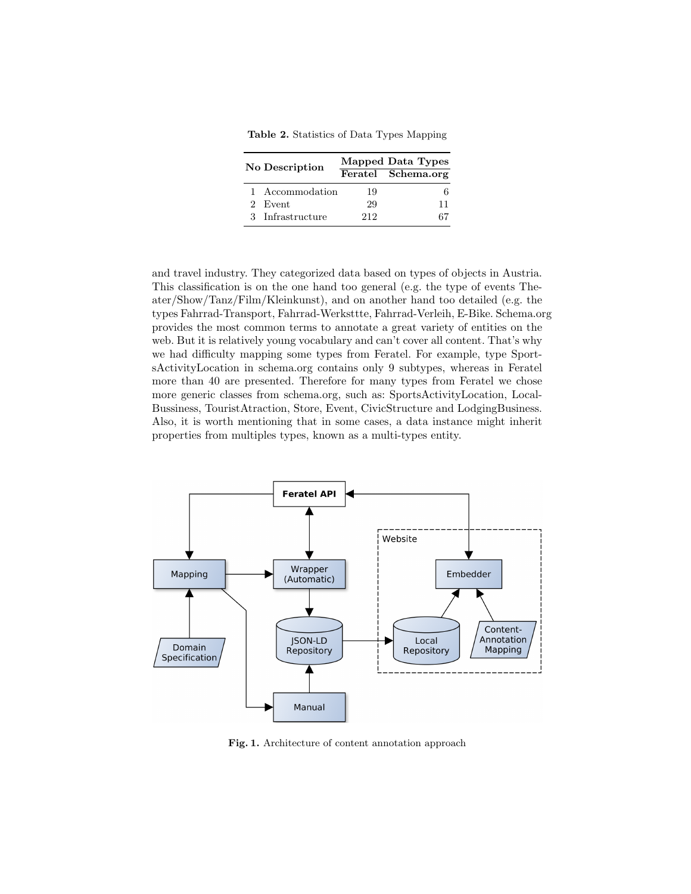Table 2. Statistics of Data Types Mapping

| No | Description | Mapped Data Types | |
|---|---|---|---|
| | | Feratel | Schema.org |
| 1 | Accommodation | 19 | 6 |
| 2 | Event | 29 | 11 |
| 3 | Infrastructure | 212 | 67 |

and travel industry. They categorized data based on types of objects in Austria. This classification is on the one hand too general (e.g. the type of events Theater/Show/Tanz/Film/Kleinkunst), and on another hand too detailed (e.g. the types Fahrrad-Transport, Fahrrad-Werksttte, Fahrrad-Verleih, E-Bike. Schema.org provides the most common terms to annotate a great variety of entities on the web. But it is relatively young vocabulary and can't cover all content. That's why we had difficulty mapping some types from Feratel. For example, type SportsActivityLocation in schema.org contains only 9 subtypes, whereas in Feratel more than 40 are presented. Therefore for many types from Feratel we chose more generic classes from schema.org, such as: SportsActivityLocation, LocalBussiness, TouristAtraction, Store, Event, CivicStructure and LodgingBusiness. Also, it is worth mentioning that in some cases, a data instance might inherit properties from multiples types, known as a multi-types entity.

Fig. 1. Architecture of content annotation approach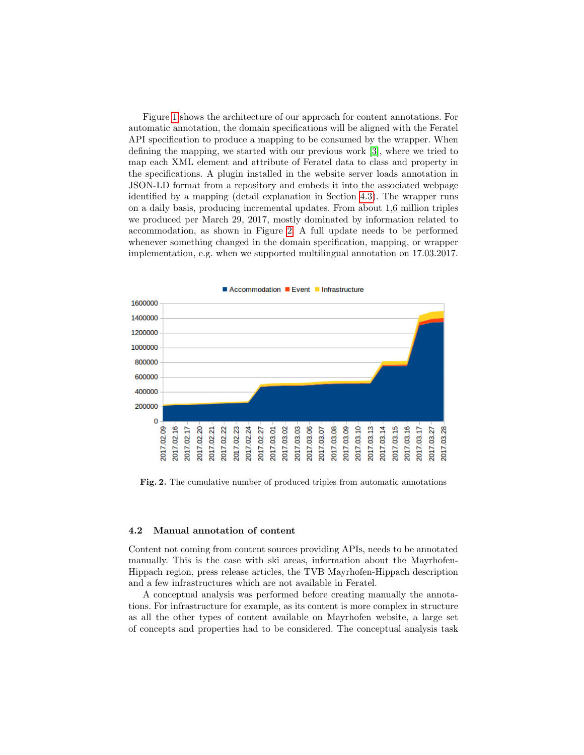Figure 1 shows the architecture of our approach for content annotations. For automatic annotation, the domain specifications will be aligned with the Feratel API specification to produce a mapping to be consumed by the wrapper. When defining the mapping, we started with our previous work [3], where we tried to map each XML element and attribute of Feratel data to class and property in the specifications. A plugin installed in the website server loads annotation in JSON-LD format from a repository and embeds it into the associated webpage identified by a mapping (detail explanation in Section 4.3). The wrapper runs on a daily basis, producing incremental updates. From about 1,6 million triples we produced per March 29, 2017, mostly dominated by information related to accommodation, as shown in Figure 2. A full update needs to be performed whenever something changed in the domain specification, mapping, or wrapper implementation, e.g. when we supported multilingual annotation on 17.03.2017.

**Fig. 2.** The cumulative number of produced triples from automatic annotations

### 4.2 Manual annotation of content

Content not coming from content sources providing APIs, needs to be annotated manually. This is the case with ski areas, information about the Mayrhofen-Hippach region, press release articles, the TVB Mayrhofen-Hippach description and a few infrastructures which are not available in Feratel.

A conceptual analysis was performed before creating manually the annotations. For infrastructure for example, as its content is more complex in structure as all the other types of content available on Mayrhofen website, a large set of concepts and properties had to be considered. The conceptual analysis task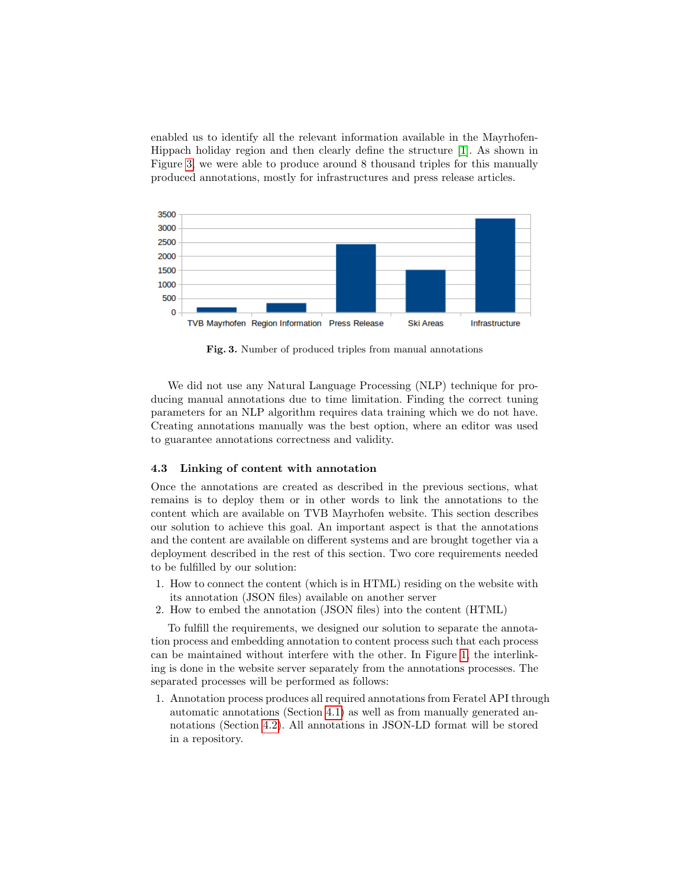enabled us to identify all the relevant information available in the Mayrhofen-Hippach holiday region and then clearly define the structure [1]. As shown in Figure 3, we were able to produce around 8 thousand triples for this manually produced annotations, mostly for infrastructures and press release articles.

**Fig. 3.** Number of produced triples from manual annotations

We did not use any Natural Language Processing (NLP) technique for producing manual annotations due to time limitation. Finding the correct tuning parameters for an NLP algorithm requires data training which we do not have. Creating annotations manually was the best option, where an editor was used to guarantee annotations correctness and validity.

### 4.3 Linking of content with annotation

Once the annotations are created as described in the previous sections, what remains is to deploy them or in other words to link the annotations to the content which are available on TVB Mayrhofen website. This section describes our solution to achieve this goal. An important aspect is that the annotations and the content are available on different systems and are brought together via a deployment described in the rest of this section. Two core requirements needed to be fulfilled by our solution:

1. How to connect the content (which is in HTML) residing on the website with its annotation (JSON files) available on another server
2. How to embed the annotation (JSON files) into the content (HTML)

To fulfill the requirements, we designed our solution to separate the annotation process and embedding annotation to content process such that each process can be maintained without interfere with the other. In Figure 1, the interlinking is done in the website server separately from the annotations processes. The separated processes will be performed as follows:

1. Annotation process produces all required annotations from Feratel API through automatic annotations (Section 4.1) as well as from manually generated annotations (Section 4.2). All annotations in JSON-LD format will be stored in a repository.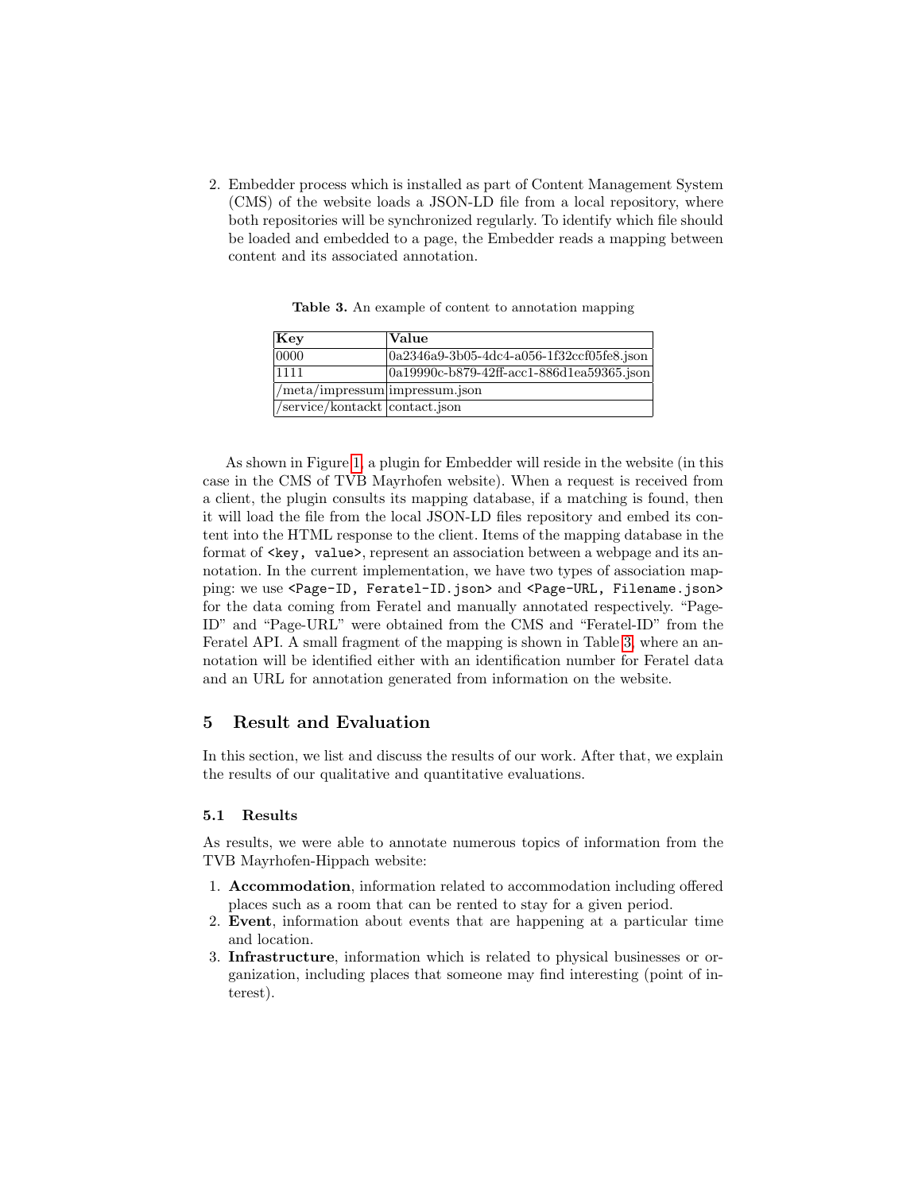2. Embedder process which is installed as part of Content Management System (CMS) of the website loads a JSON-LD file from a local repository, where both repositories will be synchronized regularly. To identify which file should be loaded and embedded to a page, the Embedder reads a mapping between content and its associated annotation.

**Table 3.** An example of content to annotation mapping

| Key | Value |
|---|---|
| 0000 | 0a2346a9-3b05-4dc4-a056-1f32ccf05fe8.json |
| 1111 | 0a19990c-b879-42ff-acc1-886d1ea59365.json |
| /meta/impressum | impressum.json |
| /service/kontackt | contact.json |

As shown in Figure 1, a plugin for Embedder will reside in the website (in this case in the CMS of TVB Mayrhofen website). When a request is received from a client, the plugin consults its mapping database, if a matching is found, then it will load the file from the local JSON-LD files repository and embed its content into the HTML response to the client. Items of the mapping database in the format of `<key, value>`, represent an association between a webpage and its annotation. In the current implementation, we have two types of association mapping: we use `<Page-ID, Feratel-ID.json>` and `<Page-URL, Filename.json>` for the data coming from Feratel and manually annotated respectively. "Page-ID" and "Page-URL" were obtained from the CMS and "Feratel-ID" from the Feratel API. A small fragment of the mapping is shown in Table 3, where an annotation will be identified either with an identification number for Feratel data and an URL for annotation generated from information on the website.

## 5 Result and Evaluation

In this section, we list and discuss the results of our work. After that, we explain the results of our qualitative and quantitative evaluations.

### 5.1 Results

As results, we were able to annotate numerous topics of information from the TVB Mayrhofen-Hippach website:

1. **Accommodation**, information related to accommodation including offered places such as a room that can be rented to stay for a given period.
2. **Event**, information about events that are happening at a particular time and location.
3. **Infrastructure**, information which is related to physical businesses or organization, including places that someone may find interesting (point of interest).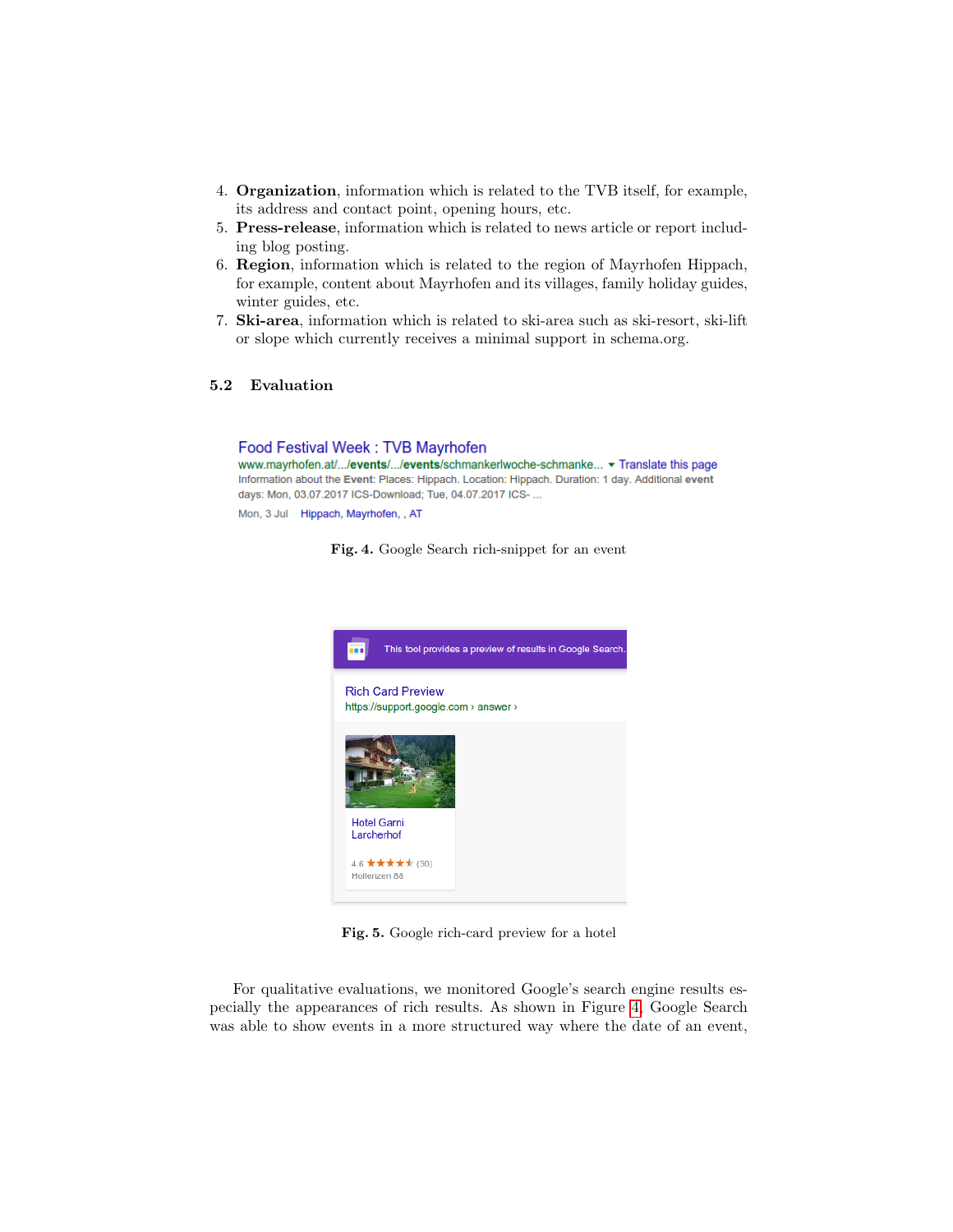4. **Organization**, information which is related to the TVB itself, for example, its address and contact point, opening hours, etc.
5. **Press-release**, information which is related to news article or report including blog posting.
6. **Region**, information which is related to the region of Mayrhofen Hippach, for example, content about Mayrhofen and its villages, family holiday guides, winter guides, etc.
7. **Ski-area**, information which is related to ski-area such as ski-resort, ski-lift or slope which currently receives a minimal support in schema.org.

### 5.2 Evaluation

**Fig. 4.** Google Search rich-snippet for an event

**Fig. 5.** Google rich-card preview for a hotel

For qualitative evaluations, we monitored Google's search engine results especially the appearances of rich results. As shown in Figure 4, Google Search was able to show events in a more structured way where the date of an event,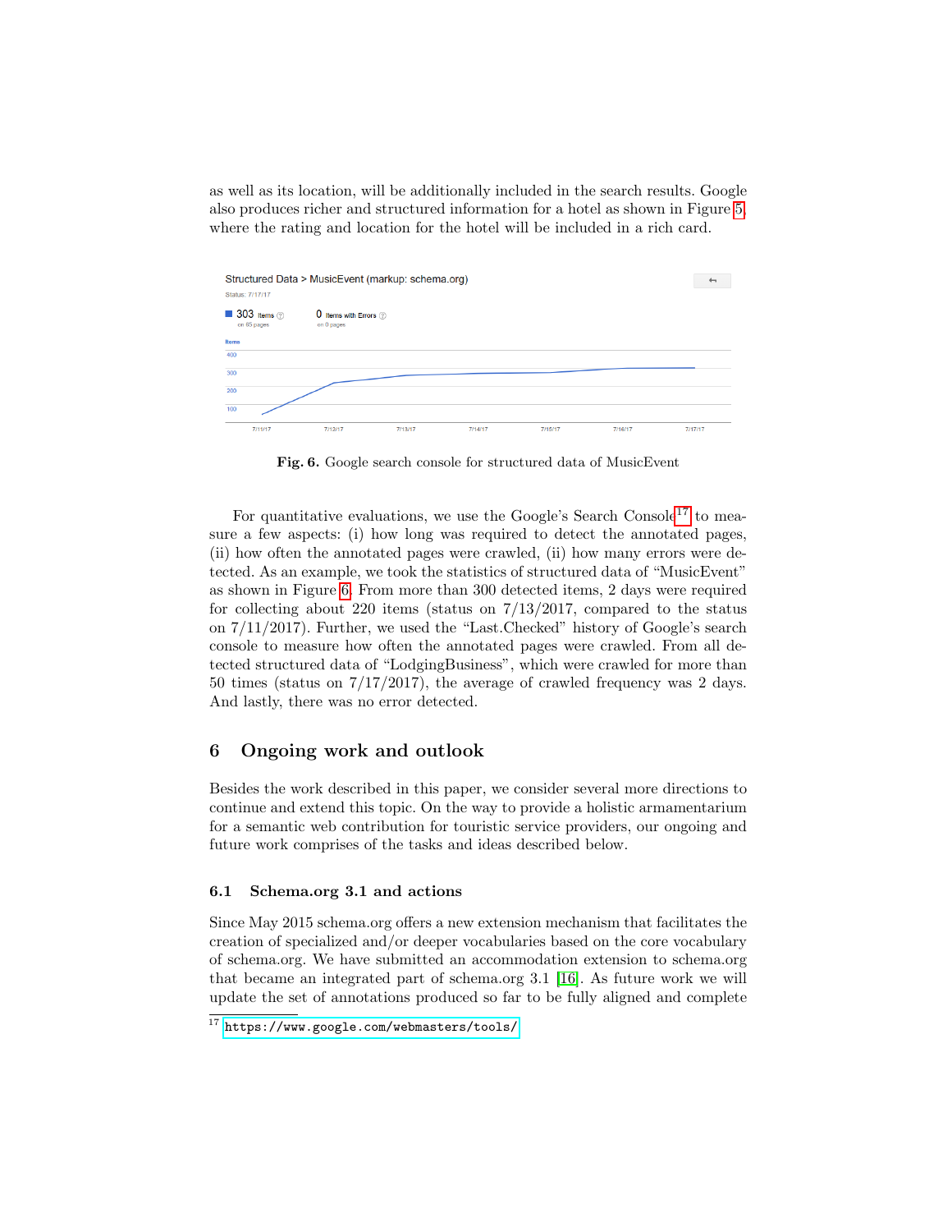as well as its location, will be additionally included in the search results. Google also produces richer and structured information for a hotel as shown in Figure 5, where the rating and location for the hotel will be included in a rich card.

**Fig. 6.** Google search console for structured data of MusicEvent

For quantitative evaluations, we use the Google's Search Console[17] to measure a few aspects: (i) how long was required to detect the annotated pages, (ii) how often the annotated pages were crawled, (ii) how many errors were detected. As an example, we took the statistics of structured data of "MusicEvent" as shown in Figure 6. From more than 300 detected items, 2 days were required for collecting about 220 items (status on 7/13/2017, compared to the status on 7/11/2017). Further, we used the "Last.Checked" history of Google's search console to measure how often the annotated pages were crawled. From all detected structured data of "LodgingBusiness", which were crawled for more than 50 times (status on 7/17/2017), the average of crawled frequency was 2 days. And lastly, there was no error detected.

## 6 Ongoing work and outlook

Besides the work described in this paper, we consider several more directions to continue and extend this topic. On the way to provide a holistic armamentarium for a semantic web contribution for touristic service providers, our ongoing and future work comprises of the tasks and ideas described below.

### 6.1 Schema.org 3.1 and actions

Since May 2015 schema.org offers a new extension mechanism that facilitates the creation of specialized and/or deeper vocabularies based on the core vocabulary of schema.org. We have submitted an accommodation extension to schema.org that became an integrated part of schema.org 3.1 [16]. As future work we will update the set of annotations produced so far to be fully aligned and complete

[17] https://www.google.com/webmasters/tools/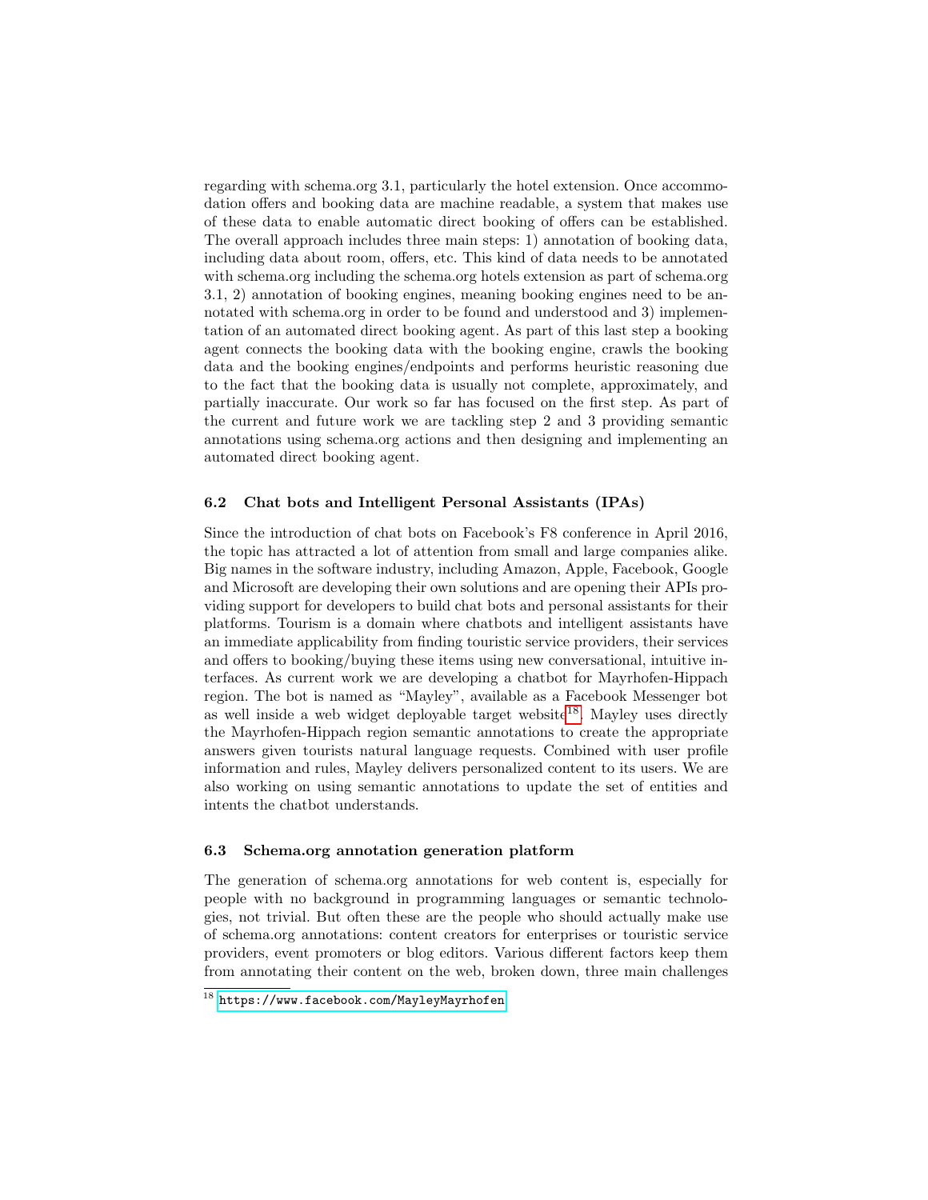regarding with schema.org 3.1, particularly the hotel extension. Once accommodation offers and booking data are machine readable, a system that makes use of these data to enable automatic direct booking of offers can be established. The overall approach includes three main steps: 1) annotation of booking data, including data about room, offers, etc. This kind of data needs to be annotated with schema.org including the schema.org hotels extension as part of schema.org 3.1, 2) annotation of booking engines, meaning booking engines need to be annotated with schema.org in order to be found and understood and 3) implementation of an automated direct booking agent. As part of this last step a booking agent connects the booking data with the booking engine, crawls the booking data and the booking engines/endpoints and performs heuristic reasoning due to the fact that the booking data is usually not complete, approximately, and partially inaccurate. Our work so far has focused on the first step. As part of the current and future work we are tackling step 2 and 3 providing semantic annotations using schema.org actions and then designing and implementing an automated direct booking agent.

### 6.2 Chat bots and Intelligent Personal Assistants (IPAs)

Since the introduction of chat bots on Facebook's F8 conference in April 2016, the topic has attracted a lot of attention from small and large companies alike. Big names in the software industry, including Amazon, Apple, Facebook, Google and Microsoft are developing their own solutions and are opening their APIs providing support for developers to build chat bots and personal assistants for their platforms. Tourism is a domain where chatbots and intelligent assistants have an immediate applicability from finding touristic service providers, their services and offers to booking/buying these items using new conversational, intuitive interfaces. As current work we are developing a chatbot for Mayrhofen-Hippach region. The bot is named as "Mayley", available as a Facebook Messenger bot as well inside a web widget deployable target website[18]. Mayley uses directly the Mayrhofen-Hippach region semantic annotations to create the appropriate answers given tourists natural language requests. Combined with user profile information and rules, Mayley delivers personalized content to its users. We are also working on using semantic annotations to update the set of entities and intents the chatbot understands.

### 6.3 Schema.org annotation generation platform

The generation of schema.org annotations for web content is, especially for people with no background in programming languages or semantic technologies, not trivial. But often these are the people who should actually make use of schema.org annotations: content creators for enterprises or touristic service providers, event promoters or blog editors. Various different factors keep them from annotating their content on the web, broken down, three main challenges

[18] https://www.facebook.com/MayleyMayrhofen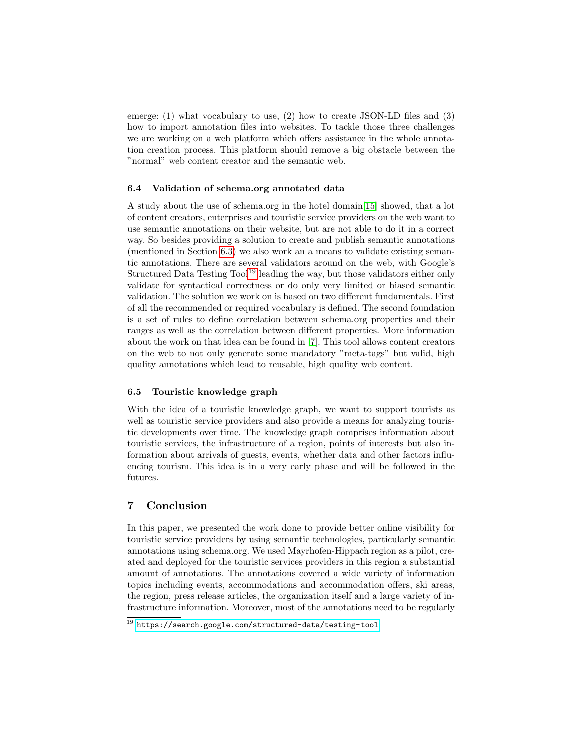emerge: (1) what vocabulary to use, (2) how to create JSON-LD files and (3) how to import annotation files into websites. To tackle those three challenges we are working on a web platform which offers assistance in the whole annotation creation process. This platform should remove a big obstacle between the "normal" web content creator and the semantic web.

### 6.4 Validation of schema.org annotated data

A study about the use of schema.org in the hotel domain[15] showed, that a lot of content creators, enterprises and touristic service providers on the web want to use semantic annotations on their website, but are not able to do it in a correct way. So besides providing a solution to create and publish semantic annotations (mentioned in Section 6.3) we also work an a means to validate existing semantic annotations. There are several validators around on the web, with Google's Structured Data Testing Tool[19] leading the way, but those validators either only validate for syntactical correctness or do only very limited or biased semantic validation. The solution we work on is based on two different fundamentals. First of all the recommended or required vocabulary is defined. The second foundation is a set of rules to define correlation between schema.org properties and their ranges as well as the correlation between different properties. More information about the work on that idea can be found in [7]. This tool allows content creators on the web to not only generate some mandatory "meta-tags" but valid, high quality annotations which lead to reusable, high quality web content.

### 6.5 Touristic knowledge graph

With the idea of a touristic knowledge graph, we want to support tourists as well as touristic service providers and also provide a means for analyzing touristic developments over time. The knowledge graph comprises information about touristic services, the infrastructure of a region, points of interests but also information about arrivals of guests, events, whether data and other factors influencing tourism. This idea is in a very early phase and will be followed in the futures.

## 7 Conclusion

In this paper, we presented the work done to provide better online visibility for touristic service providers by using semantic technologies, particularly semantic annotations using schema.org. We used Mayrhofen-Hippach region as a pilot, created and deployed for the touristic services providers in this region a substantial amount of annotations. The annotations covered a wide variety of information topics including events, accommodations and accommodation offers, ski areas, the region, press release articles, the organization itself and a large variety of infrastructure information. Moreover, most of the annotations need to be regularly

[19] https://search.google.com/structured-data/testing-tool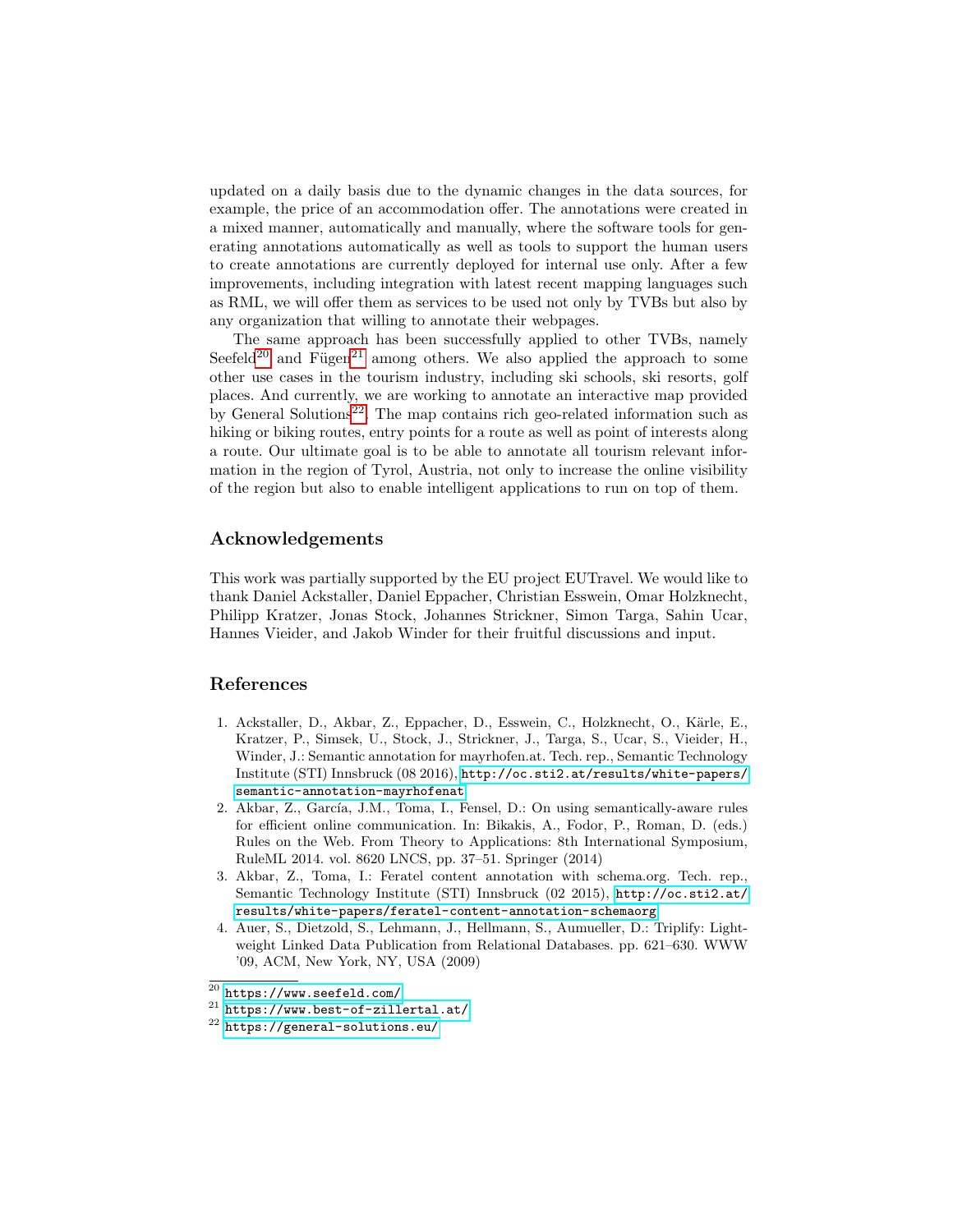updated on a daily basis due to the dynamic changes in the data sources, for example, the price of an accommodation offer. The annotations were created in a mixed manner, automatically and manually, where the software tools for generating annotations automatically as well as tools to support the human users to create annotations are currently deployed for internal use only. After a few improvements, including integration with latest recent mapping languages such as RML, we will offer them as services to be used not only by TVBs but also by any organization that willing to annotate their webpages.

The same approach has been successfully applied to other TVBs, namely Seefeld[20] and Fügen[21] among others. We also applied the approach to some other use cases in the tourism industry, including ski schools, ski resorts, golf places. And currently, we are working to annotate an interactive map provided by General Solutions[22]. The map contains rich geo-related information such as hiking or biking routes, entry points for a route as well as point of interests along a route. Our ultimate goal is to be able to annotate all tourism relevant information in the region of Tyrol, Austria, not only to increase the online visibility of the region but also to enable intelligent applications to run on top of them.

## Acknowledgements

This work was partially supported by the EU project EUTravel. We would like to thank Daniel Ackstaller, Daniel Eppacher, Christian Esswein, Omar Holzknecht, Philipp Kratzer, Jonas Stock, Johannes Strickner, Simon Targa, Sahin Ucar, Hannes Vieider, and Jakob Winder for their fruitful discussions and input.

## References

1. Ackstaller, D., Akbar, Z., Eppacher, D., Esswein, C., Holzknecht, O., Kärle, E., Kratzer, P., Simsek, U., Stock, J., Strickner, J., Targa, S., Ucar, S., Vieider, H., Winder, J.: Semantic annotation for mayrhofen.at. Tech. rep., Semantic Technology Institute (STI) Innsbruck (08 2016), http://oc.sti2.at/results/white-papers/semantic-annotation-mayrhofenat
2. Akbar, Z., García, J.M., Toma, I., Fensel, D.: On using semantically-aware rules for efficient online communication. In: Bikakis, A., Fodor, P., Roman, D. (eds.) Rules on the Web. From Theory to Applications: 8th International Symposium, RuleML 2014. vol. 8620 LNCS, pp. 37–51. Springer (2014)
3. Akbar, Z., Toma, I.: Feratel content annotation with schema.org. Tech. rep., Semantic Technology Institute (STI) Innsbruck (02 2015), http://oc.sti2.at/results/white-papers/feratel-content-annotation-schemaorg
4. Auer, S., Dietzold, S., Lehmann, J., Hellmann, S., Aumueller, D.: Triplify: Lightweight Linked Data Publication from Relational Databases. pp. 621–630. WWW '09, ACM, New York, NY, USA (2009)

[20] https://www.seefeld.com/

[21] https://www.best-of-zillertal.at/

[22] https://general-solutions.eu/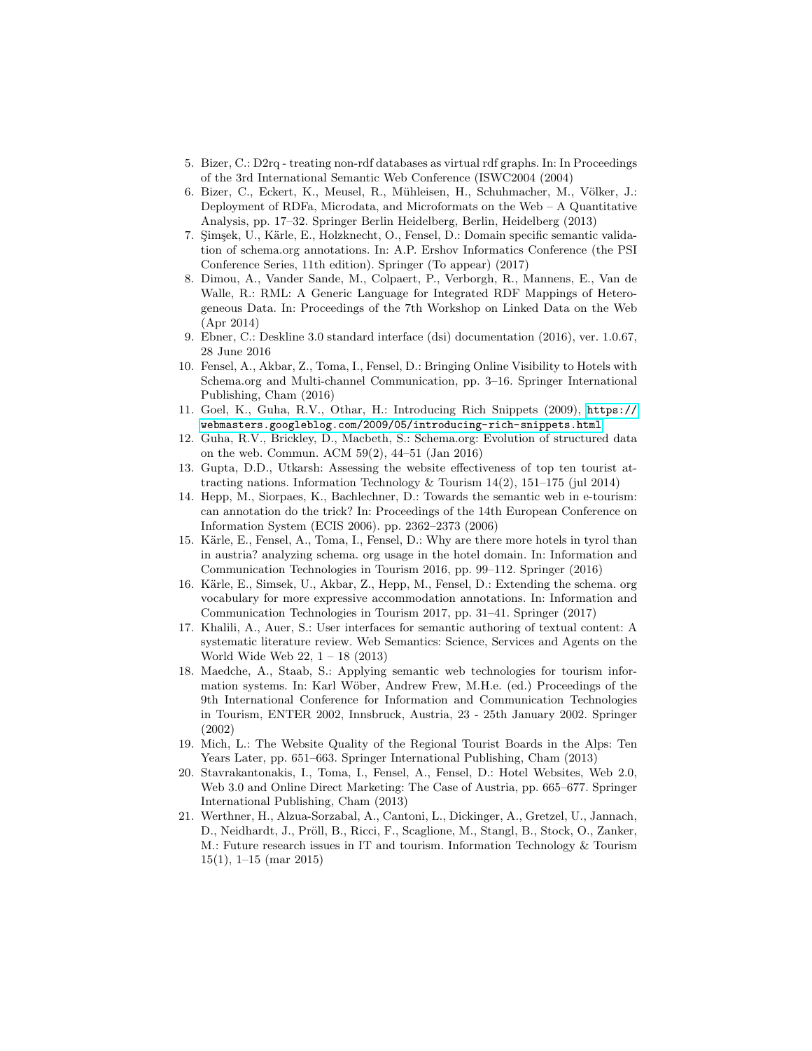5. Bizer, C.: D2rq - treating non-rdf databases as virtual rdf graphs. In: In Proceedings of the 3rd International Semantic Web Conference (ISWC2004 (2004)
6. Bizer, C., Eckert, K., Meusel, R., Mühleisen, H., Schuhmacher, M., Völker, J.: Deployment of RDFa, Microdata, and Microformats on the Web – A Quantitative Analysis, pp. 17–32. Springer Berlin Heidelberg, Berlin, Heidelberg (2013)
7. Şimşek, U., Kärle, E., Holzknecht, O., Fensel, D.: Domain specific semantic validation of schema.org annotations. In: A.P. Ershov Informatics Conference (the PSI Conference Series, 11th edition). Springer (To appear) (2017)
8. Dimou, A., Vander Sande, M., Colpaert, P., Verborgh, R., Mannens, E., Van de Walle, R.: RML: A Generic Language for Integrated RDF Mappings of Heterogeneous Data. In: Proceedings of the 7th Workshop on Linked Data on the Web (Apr 2014)
9. Ebner, C.: Deskline 3.0 standard interface (dsi) documentation (2016), ver. 1.0.67, 28 June 2016
10. Fensel, A., Akbar, Z., Toma, I., Fensel, D.: Bringing Online Visibility to Hotels with Schema.org and Multi-channel Communication, pp. 3–16. Springer International Publishing, Cham (2016)
11. Goel, K., Guha, R.V., Othar, H.: Introducing Rich Snippets (2009), https://webmasters.googleblog.com/2009/05/introducing-rich-snippets.html
12. Guha, R.V., Brickley, D., Macbeth, S.: Schema.org: Evolution of structured data on the web. Commun. ACM 59(2), 44–51 (Jan 2016)
13. Gupta, D.D., Utkarsh: Assessing the website effectiveness of top ten tourist attracting nations. Information Technology & Tourism 14(2), 151–175 (jul 2014)
14. Hepp, M., Siorpaes, K., Bachlechner, D.: Towards the semantic web in e-tourism: can annotation do the trick? In: Proceedings of the 14th European Conference on Information System (ECIS 2006). pp. 2362–2373 (2006)
15. Kärle, E., Fensel, A., Toma, I., Fensel, D.: Why are there more hotels in tyrol than in austria? analyzing schema. org usage in the hotel domain. In: Information and Communication Technologies in Tourism 2016, pp. 99–112. Springer (2016)
16. Kärle, E., Simsek, U., Akbar, Z., Hepp, M., Fensel, D.: Extending the schema. org vocabulary for more expressive accommodation annotations. In: Information and Communication Technologies in Tourism 2017, pp. 31–41. Springer (2017)
17. Khalili, A., Auer, S.: User interfaces for semantic authoring of textual content: A systematic literature review. Web Semantics: Science, Services and Agents on the World Wide Web 22, 1 – 18 (2013)
18. Maedche, A., Staab, S.: Applying semantic web technologies for tourism information systems. In: Karl Wöber, Andrew Frew, M.H.e. (ed.) Proceedings of the 9th International Conference for Information and Communication Technologies in Tourism, ENTER 2002, Innsbruck, Austria, 23 - 25th January 2002. Springer (2002)
19. Mich, L.: The Website Quality of the Regional Tourist Boards in the Alps: Ten Years Later, pp. 651–663. Springer International Publishing, Cham (2013)
20. Stavrakantonakis, I., Toma, I., Fensel, A., Fensel, D.: Hotel Websites, Web 2.0, Web 3.0 and Online Direct Marketing: The Case of Austria, pp. 665–677. Springer International Publishing, Cham (2013)
21. Werthner, H., Alzua-Sorzabal, A., Cantoni, L., Dickinger, A., Gretzel, U., Jannach, D., Neidhardt, J., Pröll, B., Ricci, F., Scaglione, M., Stangl, B., Stock, O., Zanker, M.: Future research issues in IT and tourism. Information Technology & Tourism 15(1), 1–15 (mar 2015)